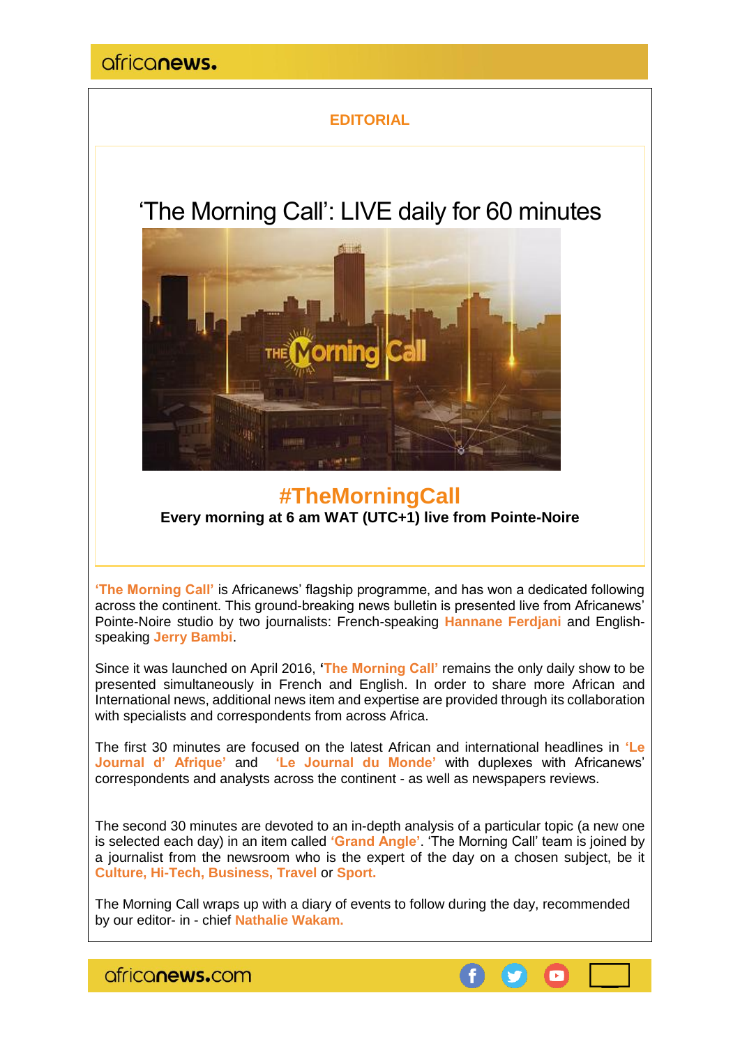africanews.

**EDITORIAL**

# 'The Morning Call': LIVE daily for 60 minutes

## #TheMorningCall

**Every morning at 6 am WAT (UTC+1) live from Pointe-Noire**

**'The Morning Call'** is Africanews' flagship programme, and has won a dedicated following across the continent. This ground-breaking news bulletin is presented live from Africanews' Pointe-Noire studio by two journalists: French-speaking **Hannane Ferdjani** and English-speaking **Jerry Bambi**.

Since it was launched on April 2016, **'The Morning Call'** remains the only daily show to be presented simultaneously in French and English. In order to share more African and International news, additional news item and expertise are provided through its collaboration with specialists and correspondents from across Africa.

The first 30 minutes are focused on the latest African and international headlines in **'Le Journal d' Afrique'** and **'Le Journal du Monde'** with duplexes with Africanews' correspondents and analysts across the continent - as well as newspapers reviews.

The second 30 minutes are devoted to an in-depth analysis of a particular topic (a new one is selected each day) in an item called **'Grand Angle'**. 'The Morning Call' team is joined by a journalist from the newsroom who is the expert of the day on a chosen subject, be it **Culture, Hi-Tech, Business, Travel** or **Sport.**

The Morning Call wraps up with a diary of events to follow during the day, recommended by our editor- in - chief **Nathalie Wakam.**

africanews.com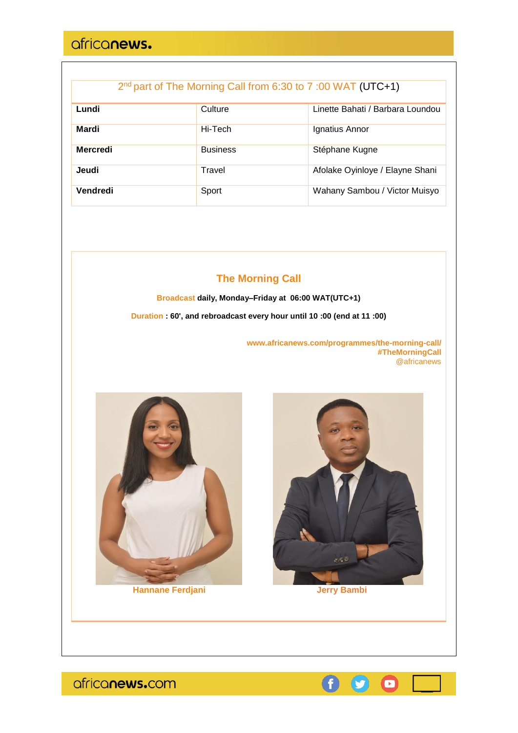| 2nd part of The Morning Call from 6:30 to 7 :00 WAT (UTC+1) | | |
|---|---|---|
| **Lundi** | Culture | Linette Bahati / Barbara Loundou |
| **Mardi** | Hi-Tech | Ignatius Annor |
| **Mercredi** | Business | Stéphane Kugne |
| **Jeudi** | Travel | Afolake Oyinloye / Elayne Shani |
| **Vendredi** | Sport | Wahany Sambou / Victor Muisyo |

## The Morning Call

Broadcast **daily, Monday–Friday at 06:00 WAT(UTC+1)**

Duration **: 60', and rebroadcast every hour until 10 :00 (end at 11 :00)**

**www.africanews.com/programmes/the-morning-call/**
**#TheMorningCall**
@africanews

**Hannane Ferdjani**

**Jerry Bambi**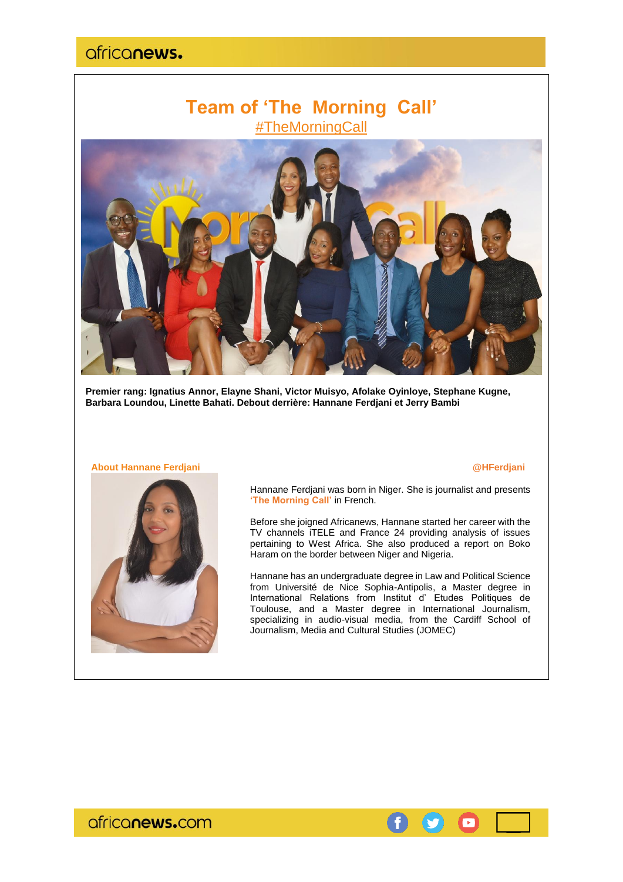# Team of 'The Morning Call'

#TheMorningCall

**Premier rang: Ignatius Annor, Elayne Shani, Victor Muisyo, Afolake Oyinloye, Stephane Kugne, Barbara Loundou, Linette Bahati. Debout derrière: Hannane Ferdjani et Jerry Bambi**

**About Hannane Ferdjani**

**@HFerdjani**

Hannane Ferdjani was born in Niger. She is journalist and presents **'The Morning Call'** in French.

Before she joigned Africanews, Hannane started her career with the TV channels iTELE and France 24 providing analysis of issues pertaining to West Africa. She also produced a report on Boko Haram on the border between Niger and Nigeria.

Hannane has an undergraduate degree in Law and Political Science from Université de Nice Sophia-Antipolis, a Master degree in International Relations from Institut d' Etudes Politiques de Toulouse, and a Master degree in International Journalism, specializing in audio-visual media, from the Cardiff School of Journalism, Media and Cultural Studies (JOMEC)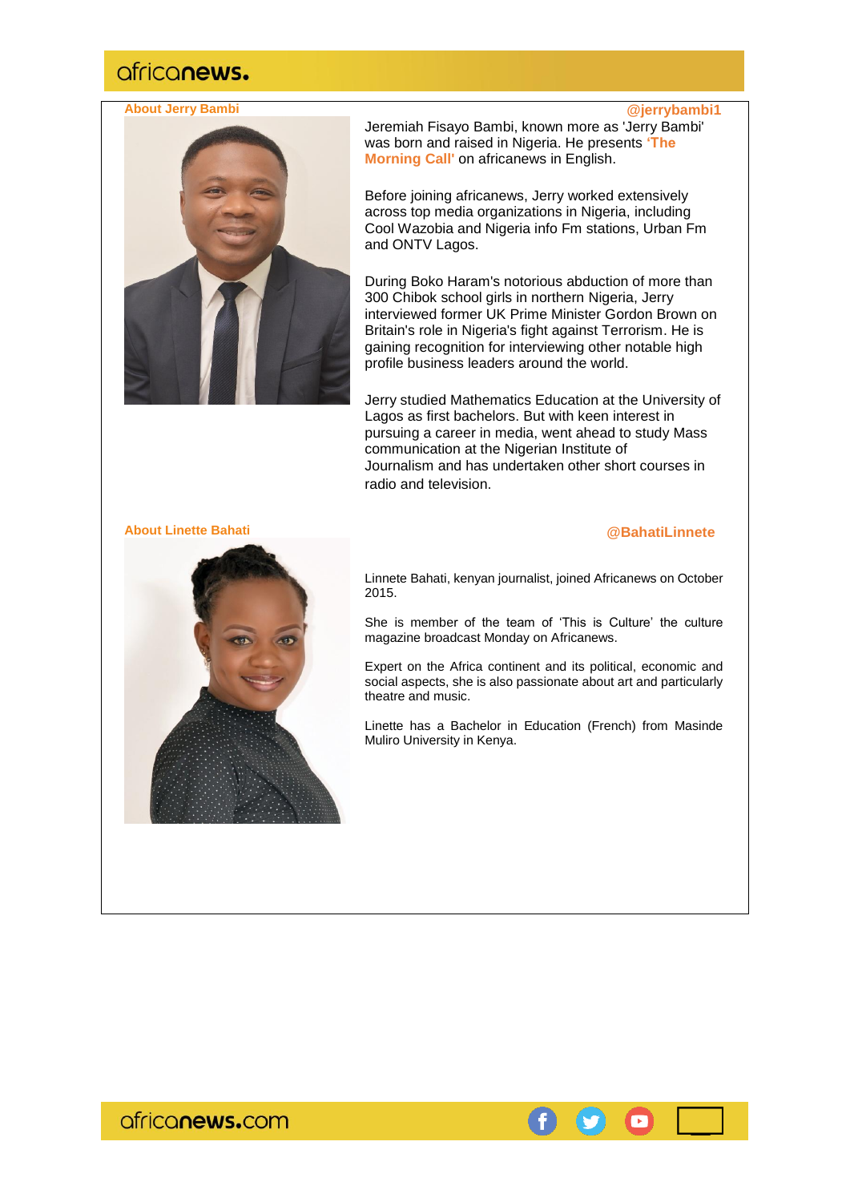## About Jerry Bambi

@jerrybambi1

Jeremiah Fisayo Bambi, known more as 'Jerry Bambi' was born and raised in Nigeria. He presents **'The Morning Call'** on africanews in English.

Before joining africanews, Jerry worked extensively across top media organizations in Nigeria, including Cool Wazobia and Nigeria info Fm stations, Urban Fm and ONTV Lagos.

During Boko Haram's notorious abduction of more than 300 Chibok school girls in northern Nigeria, Jerry interviewed former UK Prime Minister Gordon Brown on Britain's role in Nigeria's fight against Terrorism. He is gaining recognition for interviewing other notable high profile business leaders around the world.

Jerry studied Mathematics Education at the University of Lagos as first bachelors. But with keen interest in pursuing a career in media, went ahead to study Mass communication at the Nigerian Institute of Journalism and has undertaken other short courses in radio and television.

## About Linette Bahati

@BahatiLinnete

Linnete Bahati, kenyan journalist, joined Africanews on October 2015.

She is member of the team of 'This is Culture' the culture magazine broadcast Monday on Africanews.

Expert on the Africa continent and its political, economic and social aspects, she is also passionate about art and particularly theatre and music.

Linette has a Bachelor in Education (French) from Masinde Muliro University in Kenya.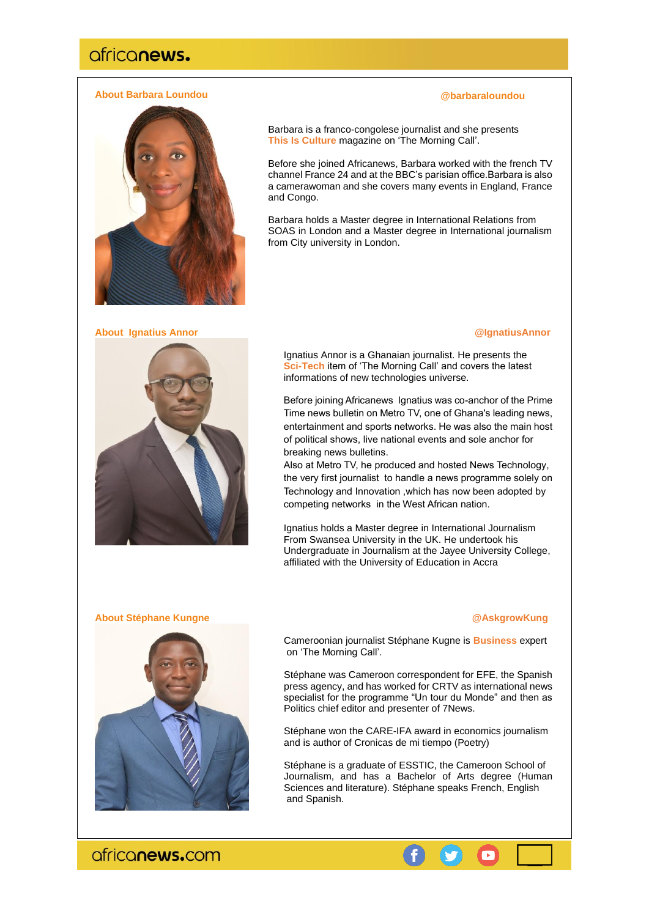## About Barbara Loundou

@barbaraloundou

Barbara is a franco-congolese journalist and she presents **This Is Culture** magazine on 'The Morning Call'.

Before she joined Africanews, Barbara worked with the french TV channel France 24 and at the BBC's parisian office.Barbara is also a camerawoman and she covers many events in England, France and Congo.

Barbara holds a Master degree in International Relations from SOAS in London and a Master degree in International journalism from City university in London.

## About Ignatius Annor

@IgnatiusAnnor

Ignatius Annor is a Ghanaian journalist. He presents the **Sci-Tech** item of 'The Morning Call' and covers the latest informations of new technologies universe.

Before joining Africanews Ignatius was co-anchor of the Prime Time news bulletin on Metro TV, one of Ghana's leading news, entertainment and sports networks. He was also the main host of political shows, live national events and sole anchor for breaking news bulletins.
Also at Metro TV, he produced and hosted News Technology, the very first journalist to handle a news programme solely on Technology and Innovation ,which has now been adopted by competing networks in the West African nation.

Ignatius holds a Master degree in International Journalism From Swansea University in the UK. He undertook his Undergraduate in Journalism at the Jayee University College, affiliated with the University of Education in Accra

## About Stéphane Kungne

@AskgrowKung

Cameroonian journalist Stéphane Kugne is **Business** expert on 'The Morning Call'.

Stéphane was Cameroon correspondent for EFE, the Spanish press agency, and has worked for CRTV as international news specialist for the programme "Un tour du Monde" and then as Politics chief editor and presenter of 7News.

Stéphane won the CARE-IFA award in economics journalism and is author of Cronicas de mi tiempo (Poetry)

Stéphane is a graduate of ESSTIC, the Cameroon School of Journalism, and has a Bachelor of Arts degree (Human Sciences and literature). Stéphane speaks French, English and Spanish.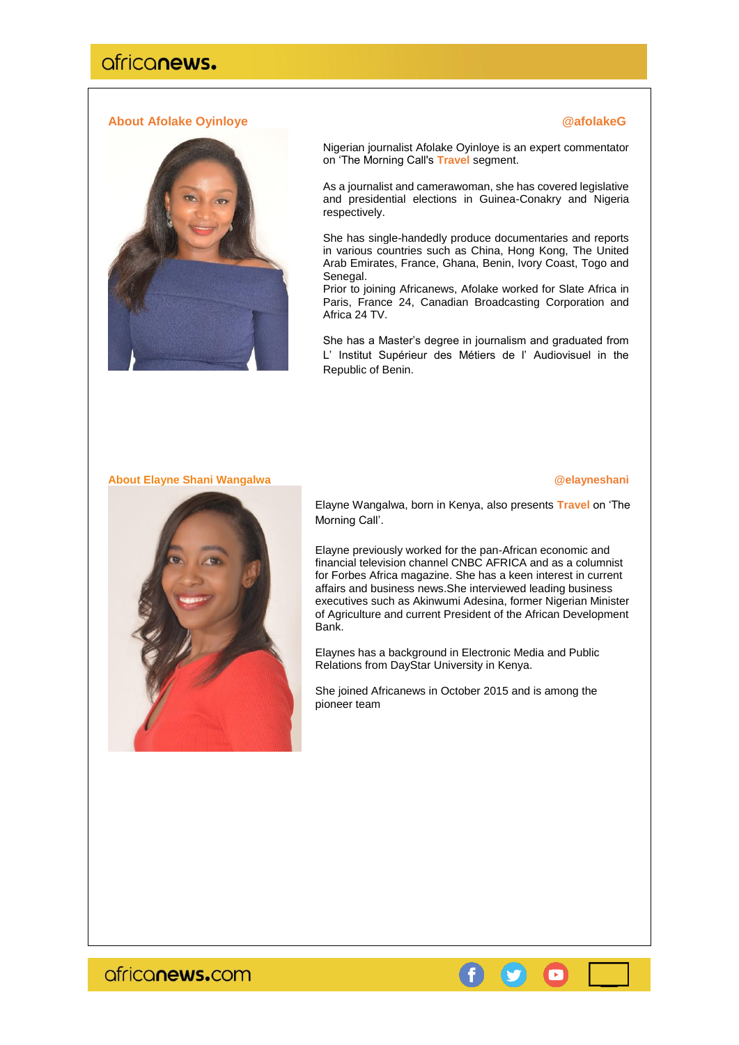## About Afolake Oyinloye

@afolakeG

Nigerian journalist Afolake Oyinloye is an expert commentator on 'The Morning Call's **Travel** segment.

As a journalist and camerawoman, she has covered legislative and presidential elections in Guinea-Conakry and Nigeria respectively.

She has single-handedly produce documentaries and reports in various countries such as China, Hong Kong, The United Arab Emirates, France, Ghana, Benin, Ivory Coast, Togo and Senegal.
Prior to joining Africanews, Afolake worked for Slate Africa in Paris, France 24, Canadian Broadcasting Corporation and Africa 24 TV.

She has a Master's degree in journalism and graduated from L' Institut Supérieur des Métiers de l' Audiovisuel in the Republic of Benin.

## About Elayne Shani Wangalwa

@elayneshani

Elayne Wangalwa, born in Kenya, also presents **Travel** on 'The Morning Call'.

Elayne previously worked for the pan-African economic and financial television channel CNBC AFRICA and as a columnist for Forbes Africa magazine. She has a keen interest in current affairs and business news.She interviewed leading business executives such as Akinwumi Adesina, former Nigerian Minister of Agriculture and current President of the African Development Bank.

Elaynes has a background in Electronic Media and Public Relations from DayStar University in Kenya.

She joined Africanews in October 2015 and is among the pioneer team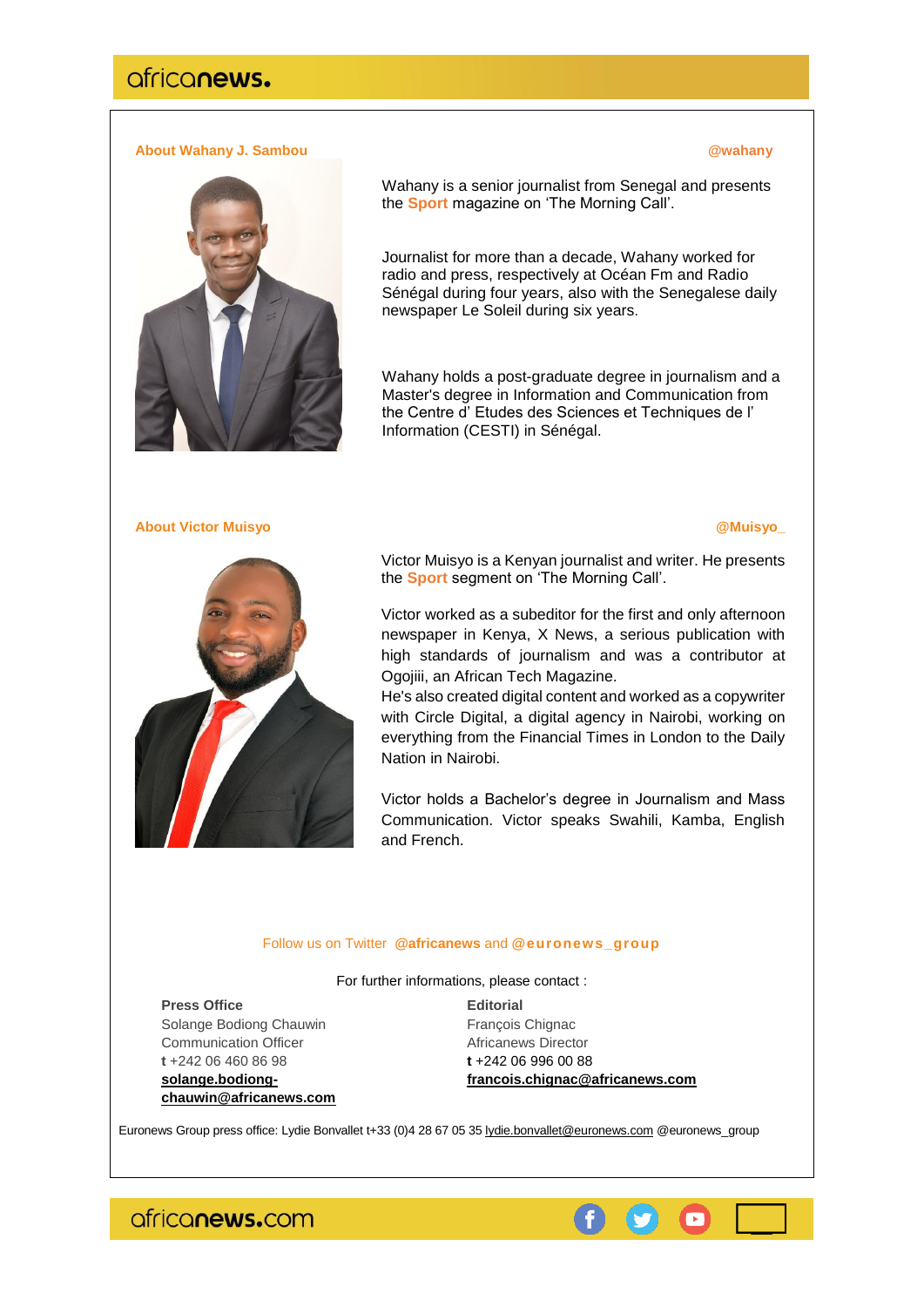### About Wahany J. Sambou

@wahany

Wahany is a senior journalist from Senegal and presents the **Sport** magazine on 'The Morning Call'.

Journalist for more than a decade, Wahany worked for radio and press, respectively at Océan Fm and Radio Sénégal during four years, also with the Senegalese daily newspaper Le Soleil during six years.

Wahany holds a post-graduate degree in journalism and a Master's degree in Information and Communication from the Centre d' Etudes des Sciences et Techniques de l' Information (CESTI) in Sénégal.

### About Victor Muisyo

@Muisyo_

Victor Muisyo is a Kenyan journalist and writer. He presents the **Sport** segment on 'The Morning Call'.

Victor worked as a subeditor for the first and only afternoon newspaper in Kenya, X News, a serious publication with high standards of journalism and was a contributor at Ogojiii, an African Tech Magazine.
He's also created digital content and worked as a copywriter with Circle Digital, a digital agency in Nairobi, working on everything from the Financial Times in London to the Daily Nation in Nairobi.

Victor holds a Bachelor's degree in Journalism and Mass Communication. Victor speaks Swahili, Kamba, English and French.

Follow us on Twitter **@africanews** and **@euronews_group**

For further informations, please contact :

**Press Office**
Solange Bodiong Chauwin
Communication Officer
**t** +242 06 460 86 98
**solange.bodiong-chauwin@africanews.com**

**Editorial**
François Chignac
Africanews Director
**t** +242 06 996 00 88
**francois.chignac@africanews.com**

Euronews Group press office: Lydie Bonvallet t+33 (0)4 28 67 05 35 lydie.bonvallet@euronews.com @euronews_group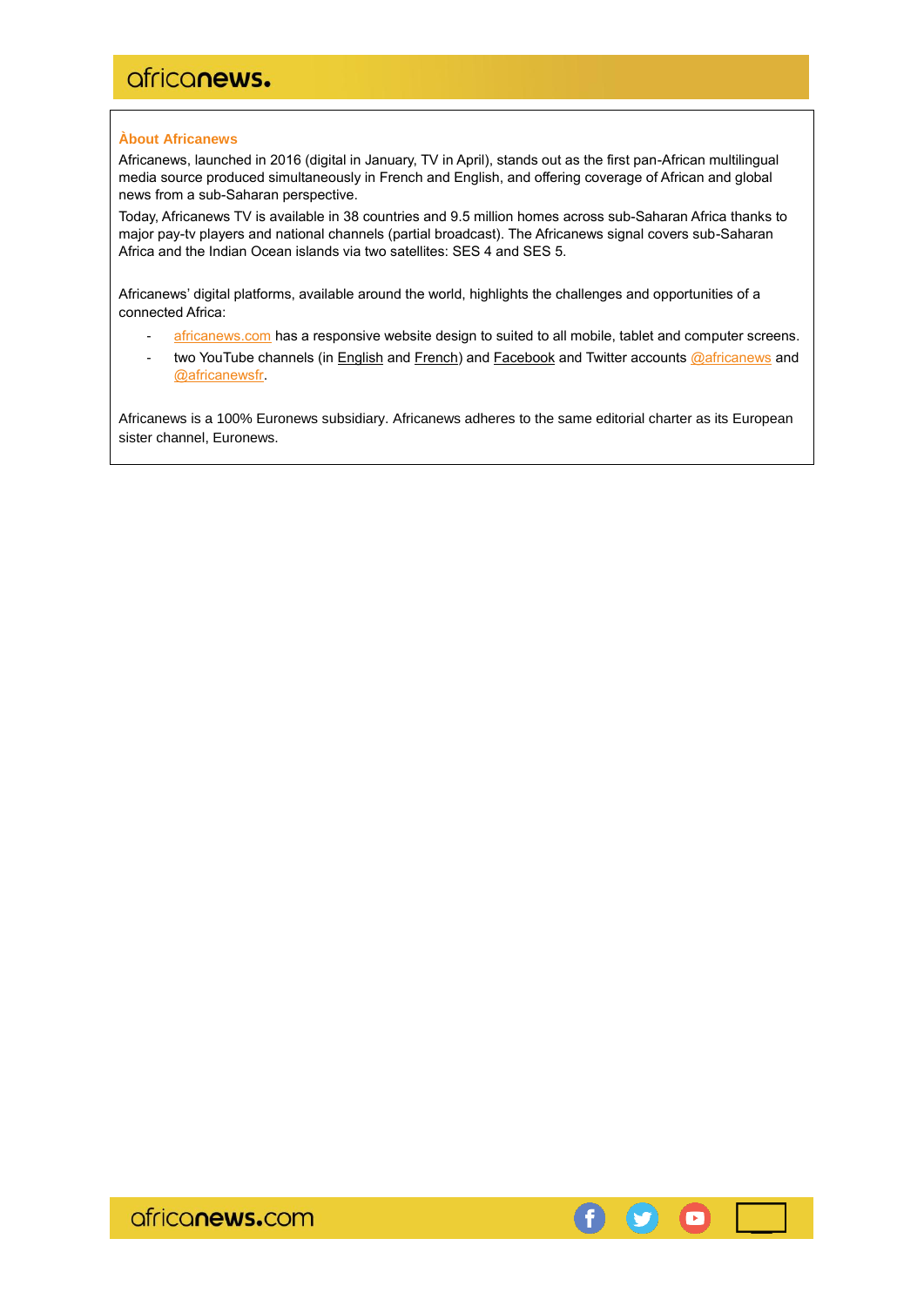### Àbout Africanews

Africanews, launched in 2016 (digital in January, TV in April), stands out as the first pan-African multilingual media source produced simultaneously in French and English, and offering coverage of African and global news from a sub-Saharan perspective.

Today, Africanews TV is available in 38 countries and 9.5 million homes across sub-Saharan Africa thanks to major pay-tv players and national channels (partial broadcast). The Africanews signal covers sub-Saharan Africa and the Indian Ocean islands via two satellites: SES 4 and SES 5.

Africanews' digital platforms, available around the world, highlights the challenges and opportunities of a connected Africa:

- africanews.com has a responsive website design to suited to all mobile, tablet and computer screens.
- two YouTube channels (in English and French) and Facebook and Twitter accounts @africanews and @africanewsfr.

Africanews is a 100% Euronews subsidiary. Africanews adheres to the same editorial charter as its European sister channel, Euronews.